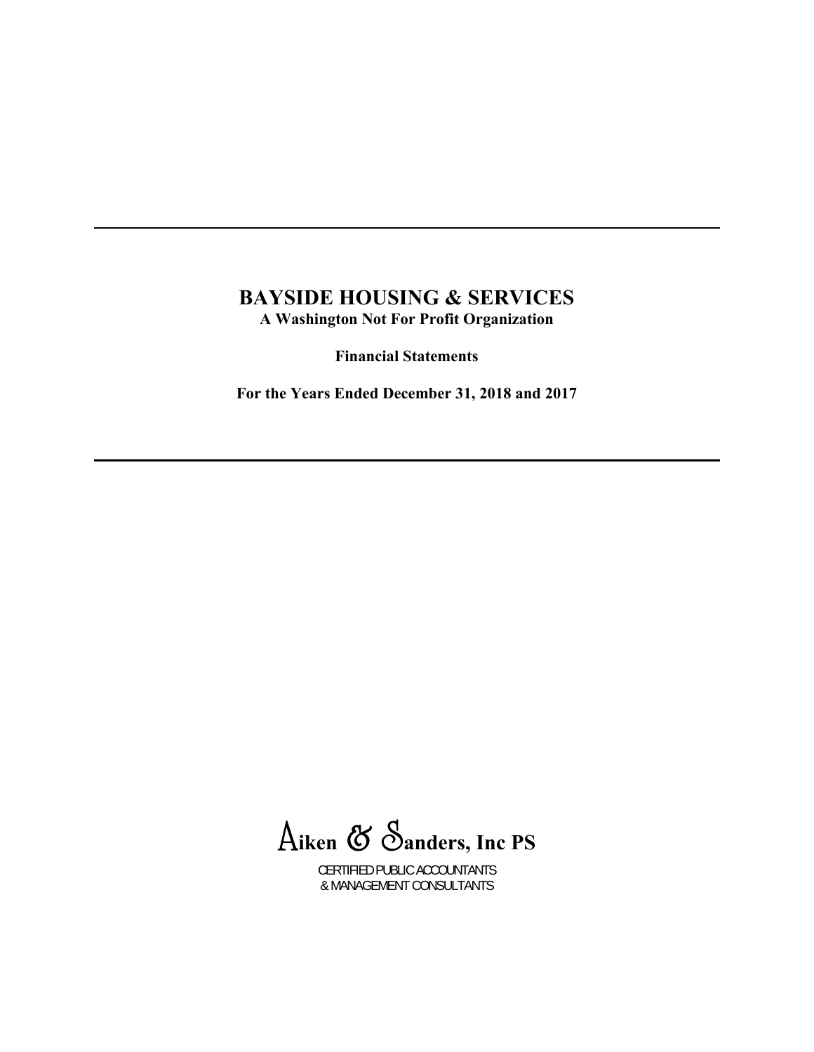# BAYSIDE HOUSING & SERVICES

**A Washington Not For Profit Organization**

**Financial Statements**

**For the Years Ended December 31, 2018 and 2017**

---

Aiken & Sanders, Inc PS

CERTIFIED PUBLIC ACCOUNTANTS
& MANAGEMENT CONSULTANTS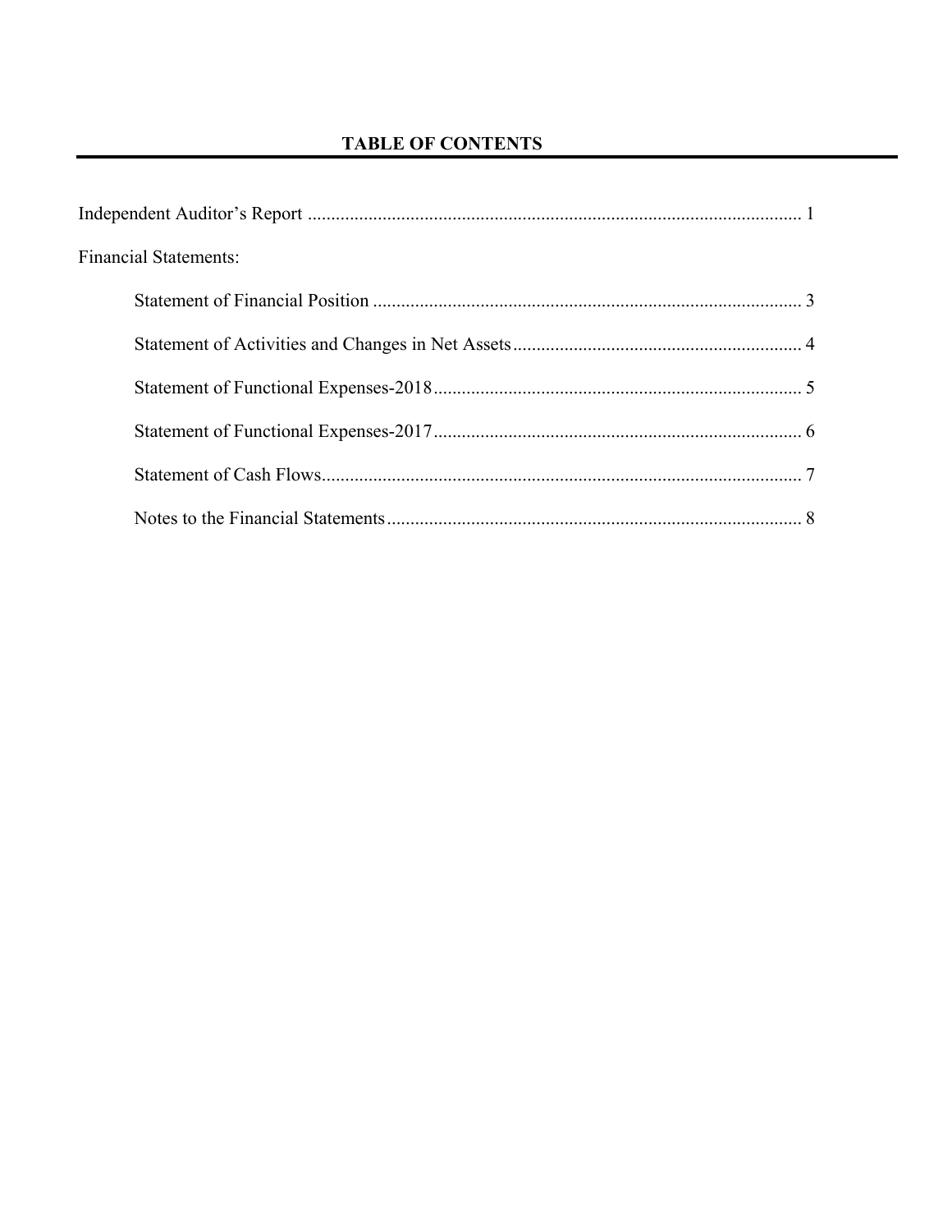# TABLE OF CONTENTS

Independent Auditor's Report .......................................................................................................... 1

Financial Statements:

- Statement of Financial Position ........................................................................................... 3
- Statement of Activities and Changes in Net Assets .............................................................. 4
- Statement of Functional Expenses-2018 .............................................................................. 5
- Statement of Functional Expenses-2017 .............................................................................. 6
- Statement of Cash Flows....................................................................................................... 7
- Notes to the Financial Statements ......................................................................................... 8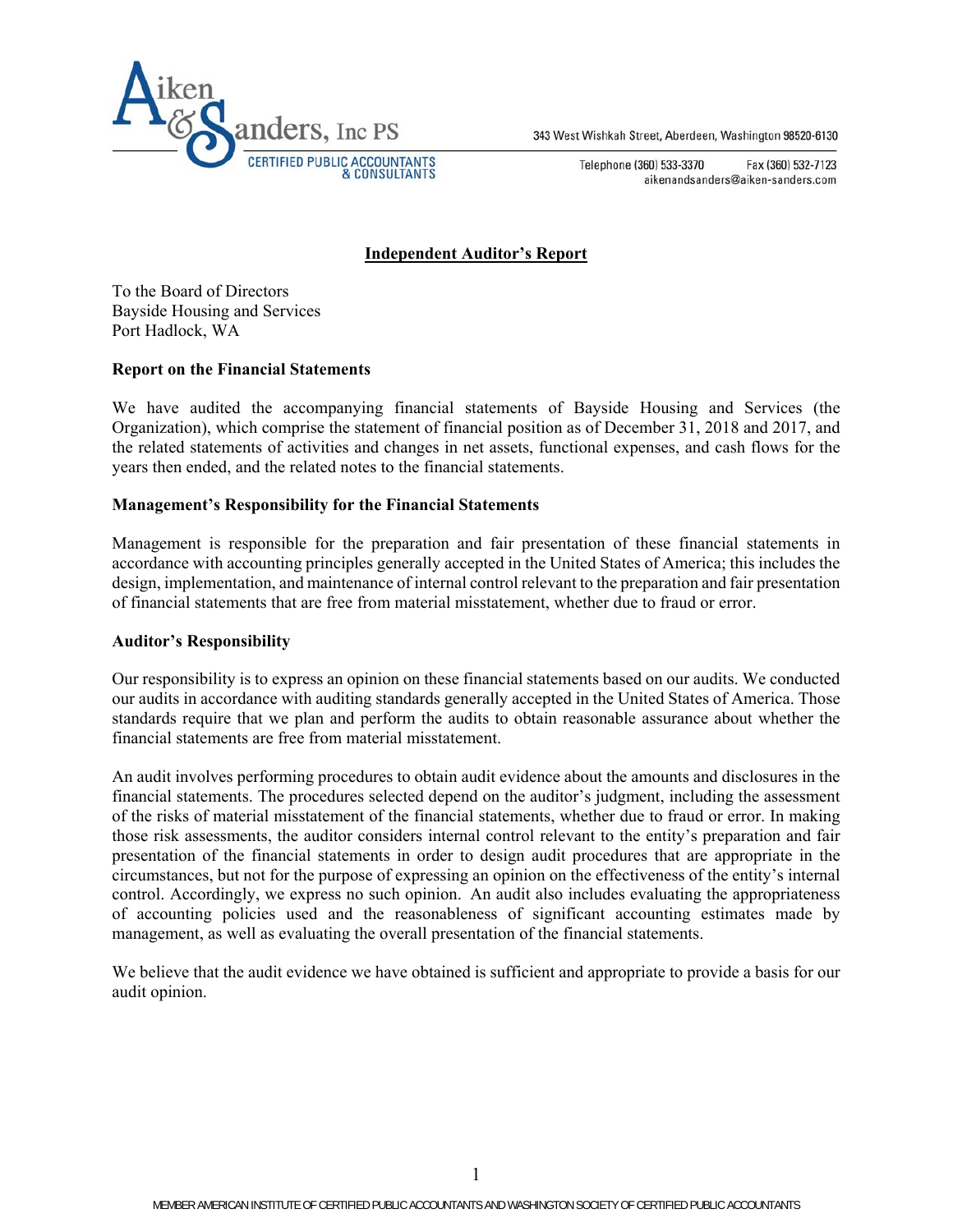Aiken & Sanders, Inc PS
CERTIFIED PUBLIC ACCOUNTANTS & CONSULTANTS

343 West Wishkah Street, Aberdeen, Washington 98520-6130

Telephone (360) 533-3370 Fax (360) 532-7123
aikenandsanders@aiken-sanders.com

## Independent Auditor's Report

To the Board of Directors
Bayside Housing and Services
Port Hadlock, WA

### Report on the Financial Statements

We have audited the accompanying financial statements of Bayside Housing and Services (the Organization), which comprise the statement of financial position as of December 31, 2018 and 2017, and the related statements of activities and changes in net assets, functional expenses, and cash flows for the years then ended, and the related notes to the financial statements.

### Management's Responsibility for the Financial Statements

Management is responsible for the preparation and fair presentation of these financial statements in accordance with accounting principles generally accepted in the United States of America; this includes the design, implementation, and maintenance of internal control relevant to the preparation and fair presentation of financial statements that are free from material misstatement, whether due to fraud or error.

### Auditor's Responsibility

Our responsibility is to express an opinion on these financial statements based on our audits. We conducted our audits in accordance with auditing standards generally accepted in the United States of America. Those standards require that we plan and perform the audits to obtain reasonable assurance about whether the financial statements are free from material misstatement.

An audit involves performing procedures to obtain audit evidence about the amounts and disclosures in the financial statements. The procedures selected depend on the auditor's judgment, including the assessment of the risks of material misstatement of the financial statements, whether due to fraud or error. In making those risk assessments, the auditor considers internal control relevant to the entity's preparation and fair presentation of the financial statements in order to design audit procedures that are appropriate in the circumstances, but not for the purpose of expressing an opinion on the effectiveness of the entity's internal control. Accordingly, we express no such opinion. An audit also includes evaluating the appropriateness of accounting policies used and the reasonableness of significant accounting estimates made by management, as well as evaluating the overall presentation of the financial statements.

We believe that the audit evidence we have obtained is sufficient and appropriate to provide a basis for our audit opinion.

MEMBER AMERICAN INSTITUTE OF CERTIFIED PUBLIC ACCOUNTANTS AND WASHINGTON SOCIETY OF CERTIFIED PUBLIC ACCOUNTANTS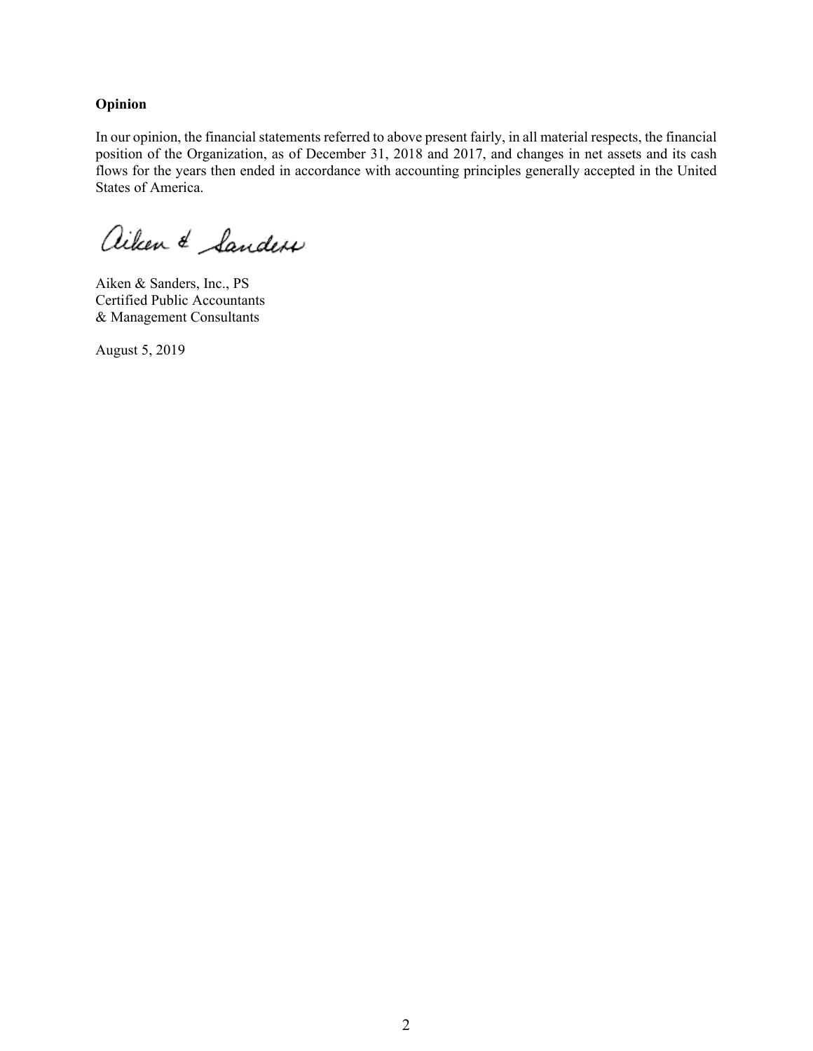**Opinion**

In our opinion, the financial statements referred to above present fairly, in all material respects, the financial position of the Organization, as of December 31, 2018 and 2017, and changes in net assets and its cash flows for the years then ended in accordance with accounting principles generally accepted in the United States of America.

Aiken & Sanders

Aiken & Sanders, Inc., PS
Certified Public Accountants
& Management Consultants

August 5, 2019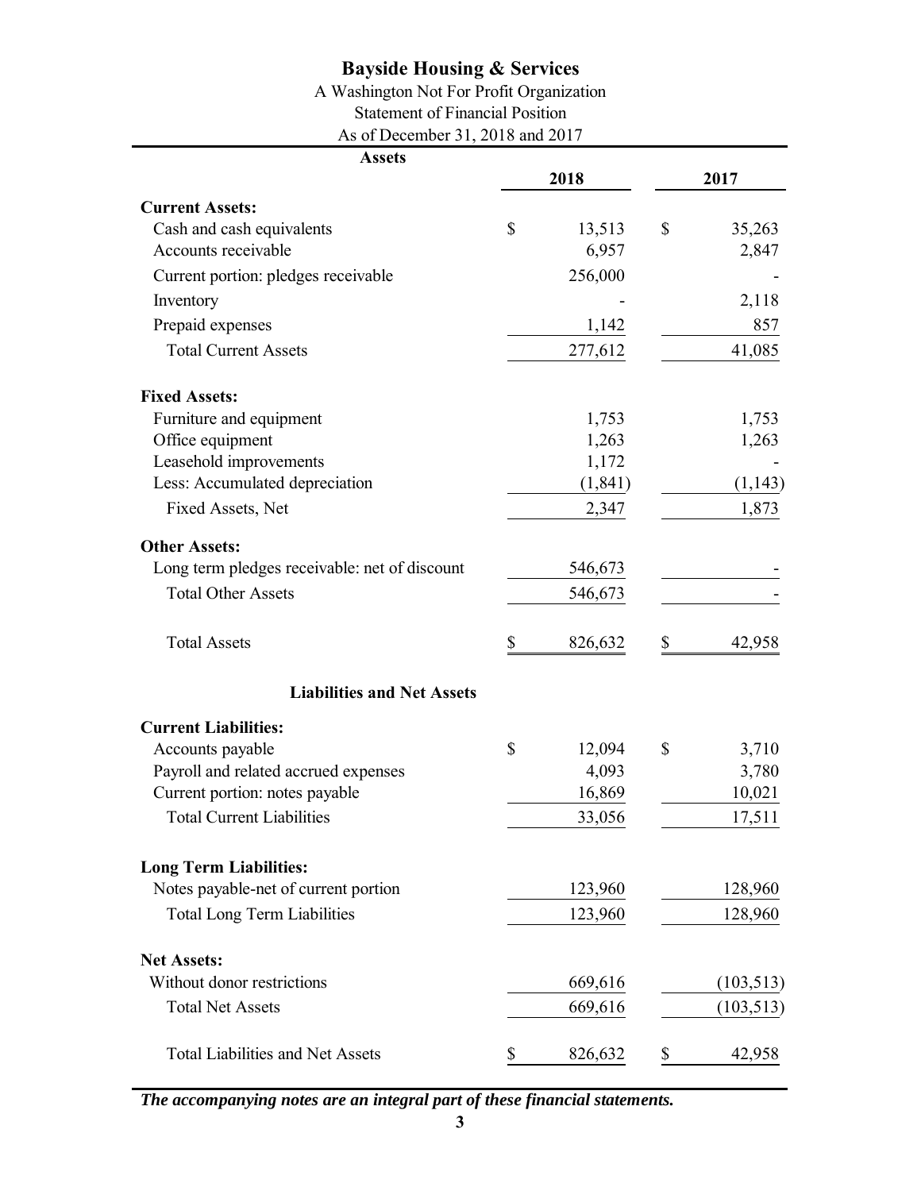# Bayside Housing & Services

A Washington Not For Profit Organization

Statement of Financial Position

As of December 31, 2018 and 2017

| **Assets** | **2018** | **2017** |
|---|---|---|
| **Current Assets:** | | |
| Cash and cash equivalents | $ 13,513 | $ 35,263 |
| Accounts receivable | 6,957 | 2,847 |
| Current portion: pledges receivable | 256,000 | - |
| Inventory | - | 2,118 |
| Prepaid expenses | 1,142 | 857 |
| Total Current Assets | 277,612 | 41,085 |
| **Fixed Assets:** | | |
| Furniture and equipment | 1,753 | 1,753 |
| Office equipment | 1,263 | 1,263 |
| Leasehold improvements | 1,172 | - |
| Less: Accumulated depreciation | (1,841) | (1,143) |
| Fixed Assets, Net | 2,347 | 1,873 |
| **Other Assets:** | | |
| Long term pledges receivable: net of discount | 546,673 | - |
| Total Other Assets | 546,673 | - |
| Total Assets | $ 826,632 | $ 42,958 |

| **Liabilities and Net Assets** | **2018** | **2017** |
|---|---|---|
| **Current Liabilities:** | | |
| Accounts payable | $ 12,094 | $ 3,710 |
| Payroll and related accrued expenses | 4,093 | 3,780 |
| Current portion: notes payable | 16,869 | 10,021 |
| Total Current Liabilities | 33,056 | 17,511 |
| **Long Term Liabilities:** | | |
| Notes payable-net of current portion | 123,960 | 128,960 |
| Total Long Term Liabilities | 123,960 | 128,960 |
| **Net Assets:** | | |
| Without donor restrictions | 669,616 | (103,513) |
| Total Net Assets | 669,616 | (103,513) |
| Total Liabilities and Net Assets | $ 826,632 | $ 42,958 |

***The accompanying notes are an integral part of these financial statements.***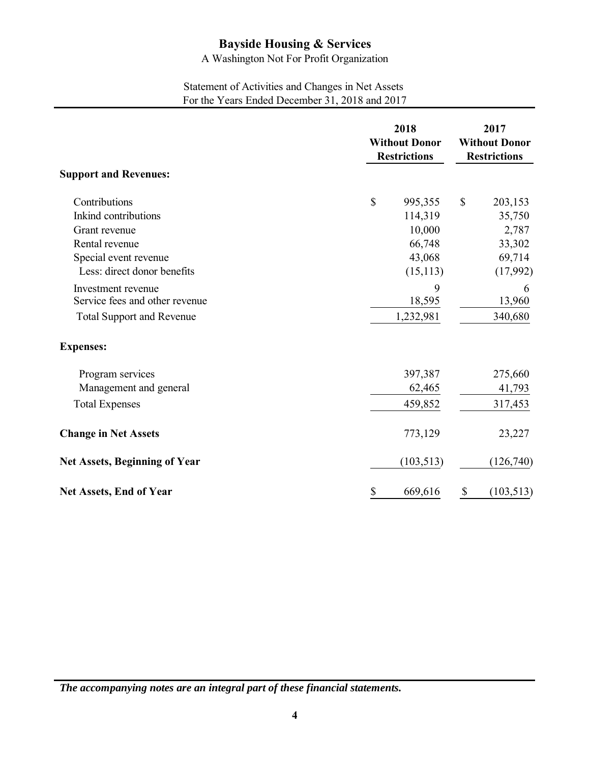# Bayside Housing & Services

A Washington Not For Profit Organization

Statement of Activities and Changes in Net Assets
For the Years Ended December 31, 2018 and 2017

| | 2018 Without Donor Restrictions | 2017 Without Donor Restrictions |
|---|---|---|
| **Support and Revenues:** | | |
| Contributions | $ 995,355 | $ 203,153 |
| Inkind contributions | 114,319 | 35,750 |
| Grant revenue | 10,000 | 2,787 |
| Rental revenue | 66,748 | 33,302 |
| Special event revenue | 43,068 | 69,714 |
| Less: direct donor benefits | (15,113) | (17,992) |
| Investment revenue | 9 | 6 |
| Service fees and other revenue | 18,595 | 13,960 |
| Total Support and Revenue | 1,232,981 | 340,680 |
| **Expenses:** | | |
| Program services | 397,387 | 275,660 |
| Management and general | 62,465 | 41,793 |
| Total Expenses | 459,852 | 317,453 |
| **Change in Net Assets** | 773,129 | 23,227 |
| **Net Assets, Beginning of Year** | (103,513) | (126,740) |
| **Net Assets, End of Year** | $ 669,616 | $ (103,513) |

***The accompanying notes are an integral part of these financial statements.***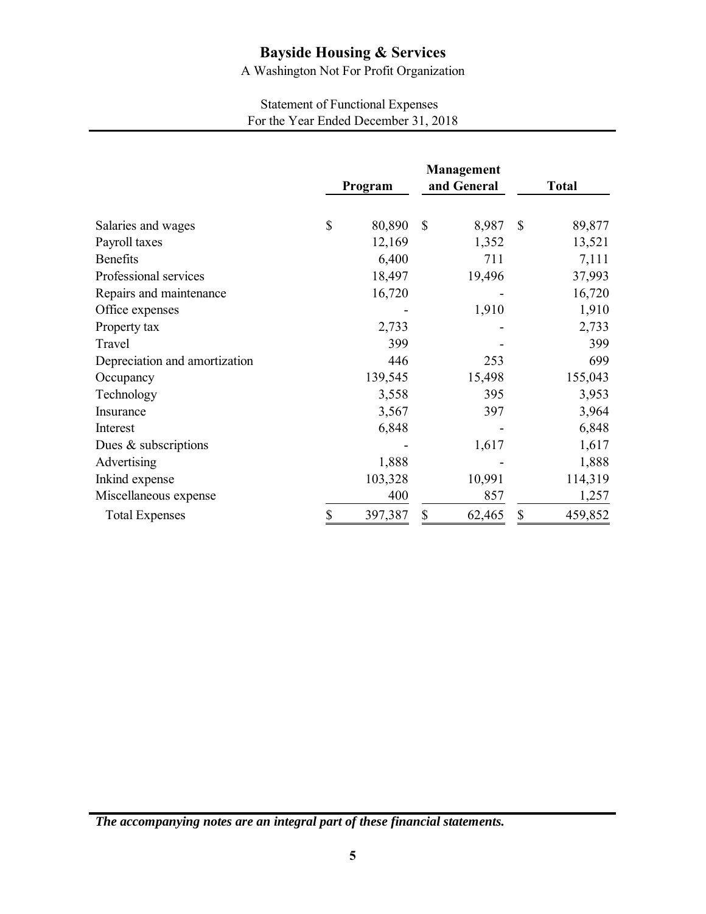# Bayside Housing & Services

A Washington Not For Profit Organization

Statement of Functional Expenses
For the Year Ended December 31, 2018

| | Program | Management and General | Total |
|---|---|---|---|
| Salaries and wages | $ 80,890 | $ 8,987 | $ 89,877 |
| Payroll taxes | 12,169 | 1,352 | 13,521 |
| Benefits | 6,400 | 711 | 7,111 |
| Professional services | 18,497 | 19,496 | 37,993 |
| Repairs and maintenance | 16,720 | - | 16,720 |
| Office expenses | - | 1,910 | 1,910 |
| Property tax | 2,733 | - | 2,733 |
| Travel | 399 | - | 399 |
| Depreciation and amortization | 446 | 253 | 699 |
| Occupancy | 139,545 | 15,498 | 155,043 |
| Technology | 3,558 | 395 | 3,953 |
| Insurance | 3,567 | 397 | 3,964 |
| Interest | 6,848 | - | 6,848 |
| Dues & subscriptions | - | 1,617 | 1,617 |
| Advertising | 1,888 | - | 1,888 |
| Inkind expense | 103,328 | 10,991 | 114,319 |
| Miscellaneous expense | 400 | 857 | 1,257 |
| Total Expenses | $ 397,387 | $ 62,465 | $ 459,852 |

***The accompanying notes are an integral part of these financial statements.***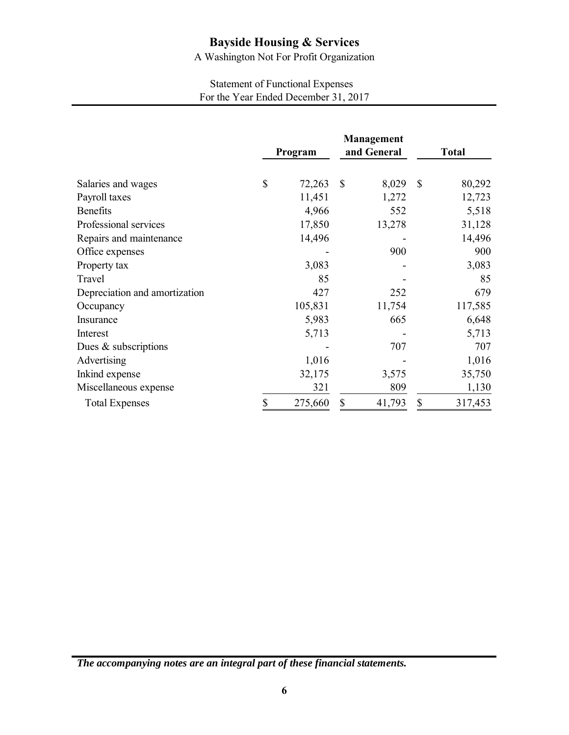# Bayside Housing & Services

A Washington Not For Profit Organization

Statement of Functional Expenses
For the Year Ended December 31, 2017

| | Program | Management and General | Total |
|---|---|---|---|
| Salaries and wages | $ 72,263 | $ 8,029 | $ 80,292 |
| Payroll taxes | 11,451 | 1,272 | 12,723 |
| Benefits | 4,966 | 552 | 5,518 |
| Professional services | 17,850 | 13,278 | 31,128 |
| Repairs and maintenance | 14,496 | - | 14,496 |
| Office expenses | - | 900 | 900 |
| Property tax | 3,083 | - | 3,083 |
| Travel | 85 | - | 85 |
| Depreciation and amortization | 427 | 252 | 679 |
| Occupancy | 105,831 | 11,754 | 117,585 |
| Insurance | 5,983 | 665 | 6,648 |
| Interest | 5,713 | - | 5,713 |
| Dues & subscriptions | - | 707 | 707 |
| Advertising | 1,016 | - | 1,016 |
| Inkind expense | 32,175 | 3,575 | 35,750 |
| Miscellaneous expense | 321 | 809 | 1,130 |
| Total Expenses | $ 275,660 | $ 41,793 | $ 317,453 |

***The accompanying notes are an integral part of these financial statements.***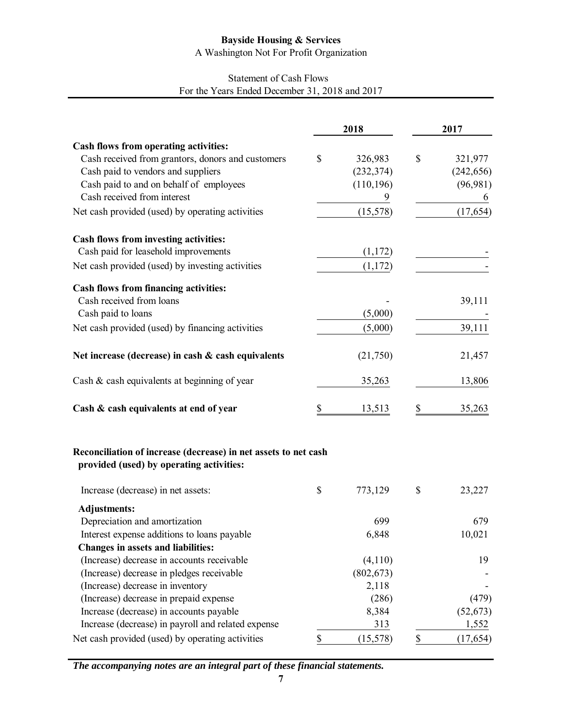# Bayside Housing & Services

A Washington Not For Profit Organization

## Statement of Cash Flows

For the Years Ended December 31, 2018 and 2017

| | 2018 | 2017 |
|---|---|---|
| **Cash flows from operating activities:** | | |
| Cash received from grantors, donors and customers | $ 326,983 | $ 321,977 |
| Cash paid to vendors and suppliers | (232,374) | (242,656) |
| Cash paid to and on behalf of employees | (110,196) | (96,981) |
| Cash received from interest | 9 | 6 |
| Net cash provided (used) by operating activities | (15,578) | (17,654) |
| **Cash flows from investing activities:** | | |
| Cash paid for leasehold improvements | (1,172) | - |
| Net cash provided (used) by investing activities | (1,172) | - |
| **Cash flows from financing activities:** | | |
| Cash received from loans | - | 39,111 |
| Cash paid to loans | (5,000) | - |
| Net cash provided (used) by financing activities | (5,000) | 39,111 |
| **Net increase (decrease) in cash & cash equivalents** | (21,750) | 21,457 |
| Cash & cash equivalents at beginning of year | 35,263 | 13,806 |
| **Cash & cash equivalents at end of year** | $ 13,513 | $ 35,263 |

**Reconciliation of increase (decrease) in net assets to net cash provided (used) by operating activities:**

| | 2018 | 2017 |
|---|---|---|
| Increase (decrease) in net assets: | $ 773,129 | $ 23,227 |
| **Adjustments:** | | |
| Depreciation and amortization | 699 | 679 |
| Interest expense additions to loans payable | 6,848 | 10,021 |
| **Changes in assets and liabilities:** | | |
| (Increase) decrease in accounts receivable | (4,110) | 19 |
| (Increase) decrease in pledges receivable | (802,673) | - |
| (Increase) decrease in inventory | 2,118 | - |
| (Increase) decrease in prepaid expense | (286) | (479) |
| Increase (decrease) in accounts payable | 8,384 | (52,673) |
| Increase (decrease) in payroll and related expense | 313 | 1,552 |
| Net cash provided (used) by operating activities | $ (15,578) | $ (17,654) |

***The accompanying notes are an integral part of these financial statements.***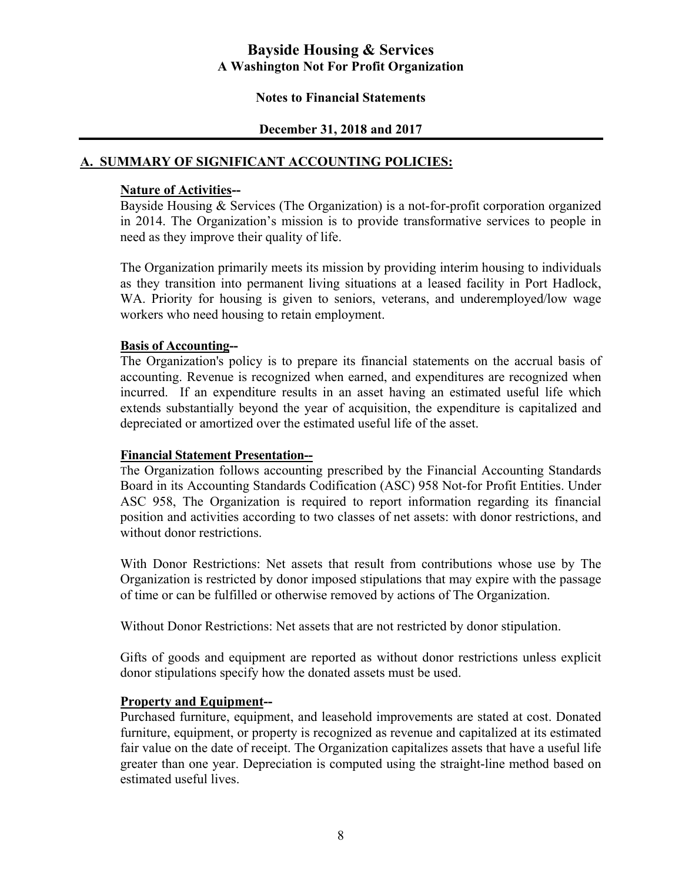# Bayside Housing & Services

**A Washington Not For Profit Organization**

**Notes to Financial Statements**

**December 31, 2018 and 2017**

## A. SUMMARY OF SIGNIFICANT ACCOUNTING POLICIES:

**Nature of Activities--**

Bayside Housing & Services (The Organization) is a not-for-profit corporation organized in 2014. The Organization's mission is to provide transformative services to people in need as they improve their quality of life.

The Organization primarily meets its mission by providing interim housing to individuals as they transition into permanent living situations at a leased facility in Port Hadlock, WA. Priority for housing is given to seniors, veterans, and underemployed/low wage workers who need housing to retain employment.

**Basis of Accounting--**

The Organization's policy is to prepare its financial statements on the accrual basis of accounting. Revenue is recognized when earned, and expenditures are recognized when incurred. If an expenditure results in an asset having an estimated useful life which extends substantially beyond the year of acquisition, the expenditure is capitalized and depreciated or amortized over the estimated useful life of the asset.

**Financial Statement Presentation--**

The Organization follows accounting prescribed by the Financial Accounting Standards Board in its Accounting Standards Codification (ASC) 958 Not-for Profit Entities. Under ASC 958, The Organization is required to report information regarding its financial position and activities according to two classes of net assets: with donor restrictions, and without donor restrictions.

With Donor Restrictions: Net assets that result from contributions whose use by The Organization is restricted by donor imposed stipulations that may expire with the passage of time or can be fulfilled or otherwise removed by actions of The Organization.

Without Donor Restrictions: Net assets that are not restricted by donor stipulation.

Gifts of goods and equipment are reported as without donor restrictions unless explicit donor stipulations specify how the donated assets must be used.

**Property and Equipment--**

Purchased furniture, equipment, and leasehold improvements are stated at cost. Donated furniture, equipment, or property is recognized as revenue and capitalized at its estimated fair value on the date of receipt. The Organization capitalizes assets that have a useful life greater than one year. Depreciation is computed using the straight-line method based on estimated useful lives.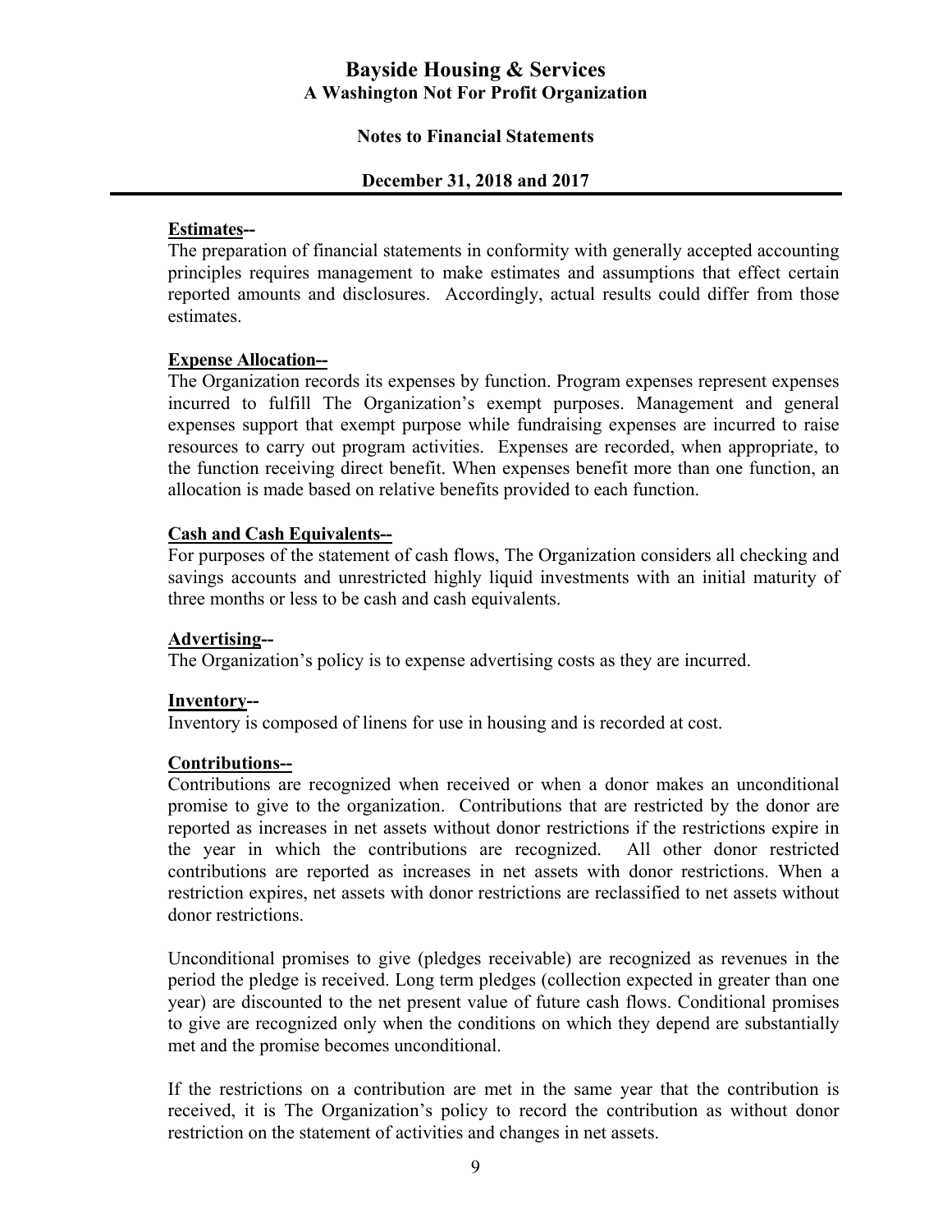# Bayside Housing & Services
## A Washington Not For Profit Organization

### Notes to Financial Statements

### December 31, 2018 and 2017

**Estimates--**
The preparation of financial statements in conformity with generally accepted accounting principles requires management to make estimates and assumptions that effect certain reported amounts and disclosures. Accordingly, actual results could differ from those estimates.

**Expense Allocation--**
The Organization records its expenses by function. Program expenses represent expenses incurred to fulfill The Organization's exempt purposes. Management and general expenses support that exempt purpose while fundraising expenses are incurred to raise resources to carry out program activities. Expenses are recorded, when appropriate, to the function receiving direct benefit. When expenses benefit more than one function, an allocation is made based on relative benefits provided to each function.

**Cash and Cash Equivalents--**
For purposes of the statement of cash flows, The Organization considers all checking and savings accounts and unrestricted highly liquid investments with an initial maturity of three months or less to be cash and cash equivalents.

**Advertising--**
The Organization's policy is to expense advertising costs as they are incurred.

**Inventory--**
Inventory is composed of linens for use in housing and is recorded at cost.

**Contributions--**
Contributions are recognized when received or when a donor makes an unconditional promise to give to the organization. Contributions that are restricted by the donor are reported as increases in net assets without donor restrictions if the restrictions expire in the year in which the contributions are recognized. All other donor restricted contributions are reported as increases in net assets with donor restrictions. When a restriction expires, net assets with donor restrictions are reclassified to net assets without donor restrictions.

Unconditional promises to give (pledges receivable) are recognized as revenues in the period the pledge is received. Long term pledges (collection expected in greater than one year) are discounted to the net present value of future cash flows. Conditional promises to give are recognized only when the conditions on which they depend are substantially met and the promise becomes unconditional.

If the restrictions on a contribution are met in the same year that the contribution is received, it is The Organization's policy to record the contribution as without donor restriction on the statement of activities and changes in net assets.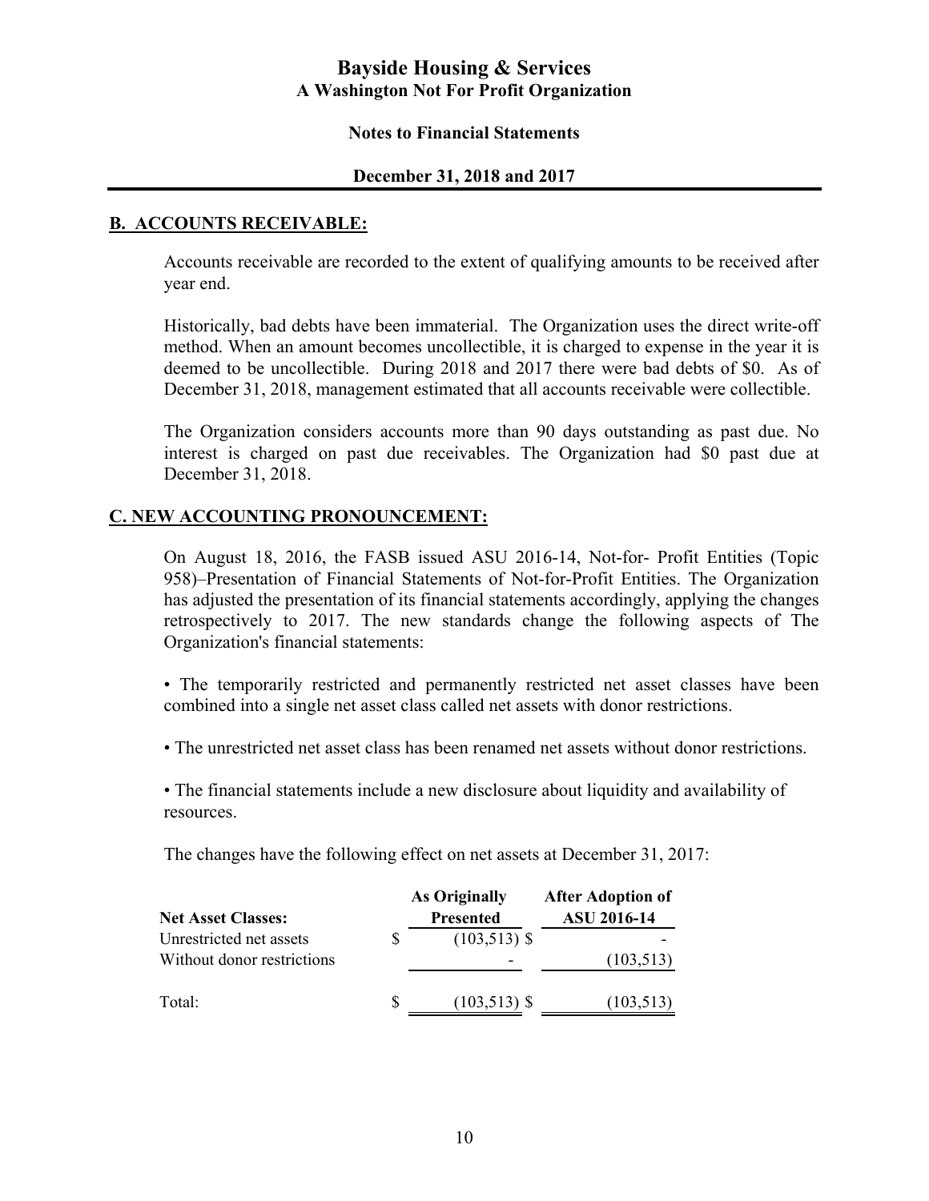## B. ACCOUNTS RECEIVABLE:

Accounts receivable are recorded to the extent of qualifying amounts to be received after year end.

Historically, bad debts have been immaterial. The Organization uses the direct write-off method. When an amount becomes uncollectible, it is charged to expense in the year it is deemed to be uncollectible. During 2018 and 2017 there were bad debts of $0. As of December 31, 2018, management estimated that all accounts receivable were collectible.

The Organization considers accounts more than 90 days outstanding as past due. No interest is charged on past due receivables. The Organization had $0 past due at December 31, 2018.

## C. NEW ACCOUNTING PRONOUNCEMENT:

On August 18, 2016, the FASB issued ASU 2016-14, Not-for- Profit Entities (Topic 958)–Presentation of Financial Statements of Not-for-Profit Entities. The Organization has adjusted the presentation of its financial statements accordingly, applying the changes retrospectively to 2017. The new standards change the following aspects of The Organization's financial statements:

• The temporarily restricted and permanently restricted net asset classes have been combined into a single net asset class called net assets with donor restrictions.

• The unrestricted net asset class has been renamed net assets without donor restrictions.

• The financial statements include a new disclosure about liquidity and availability of resources.

The changes have the following effect on net assets at December 31, 2017:

| Net Asset Classes: | As Originally Presented | After Adoption of ASU 2016-14 |
|---|---|---|
| Unrestricted net assets | $ (103,513) | $ - |
| Without donor restrictions | - | (103,513) |
| Total: | $ (103,513) | $ (103,513) |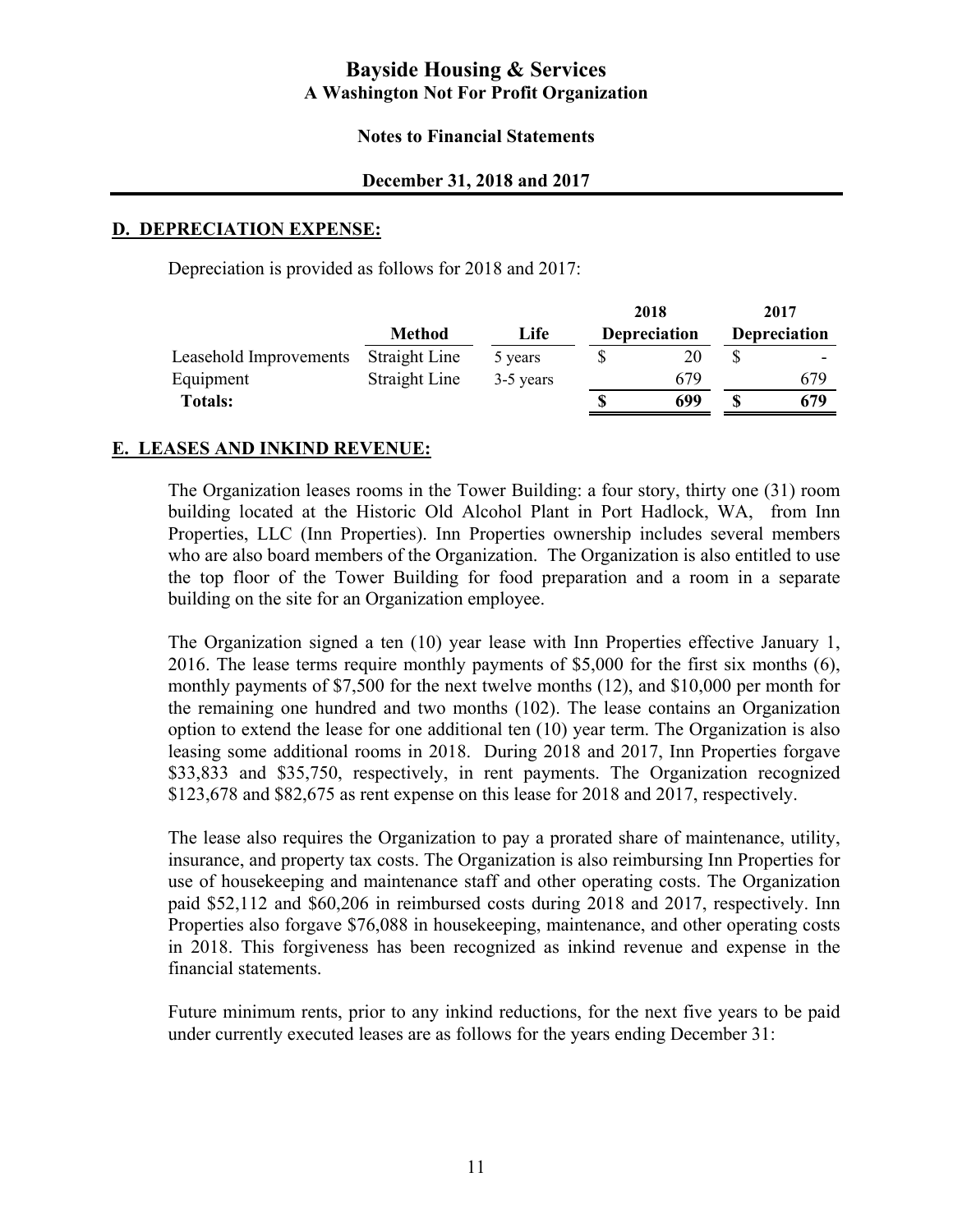# Bayside Housing & Services
## A Washington Not For Profit Organization

**Notes to Financial Statements**

**December 31, 2018 and 2017**

## D. DEPRECIATION EXPENSE:

Depreciation is provided as follows for 2018 and 2017:

| | Method | Life | 2018 Depreciation | 2017 Depreciation |
|---|---|---|---|---|
| Leasehold Improvements | Straight Line | 5 years | $ 20 | $ - |
| Equipment | Straight Line | 3-5 years | 679 | 679 |
| **Totals:** | | | **$ 699** | **$ 679** |

## E. LEASES AND INKIND REVENUE:

The Organization leases rooms in the Tower Building: a four story, thirty one (31) room building located at the Historic Old Alcohol Plant in Port Hadlock, WA, from Inn Properties, LLC (Inn Properties). Inn Properties ownership includes several members who are also board members of the Organization. The Organization is also entitled to use the top floor of the Tower Building for food preparation and a room in a separate building on the site for an Organization employee.

The Organization signed a ten (10) year lease with Inn Properties effective January 1, 2016. The lease terms require monthly payments of $5,000 for the first six months (6), monthly payments of $7,500 for the next twelve months (12), and $10,000 per month for the remaining one hundred and two months (102). The lease contains an Organization option to extend the lease for one additional ten (10) year term. The Organization is also leasing some additional rooms in 2018. During 2018 and 2017, Inn Properties forgave $33,833 and $35,750, respectively, in rent payments. The Organization recognized $123,678 and $82,675 as rent expense on this lease for 2018 and 2017, respectively.

The lease also requires the Organization to pay a prorated share of maintenance, utility, insurance, and property tax costs. The Organization is also reimbursing Inn Properties for use of housekeeping and maintenance staff and other operating costs. The Organization paid $52,112 and $60,206 in reimbursed costs during 2018 and 2017, respectively. Inn Properties also forgave $76,088 in housekeeping, maintenance, and other operating costs in 2018. This forgiveness has been recognized as inkind revenue and expense in the financial statements.

Future minimum rents, prior to any inkind reductions, for the next five years to be paid under currently executed leases are as follows for the years ending December 31: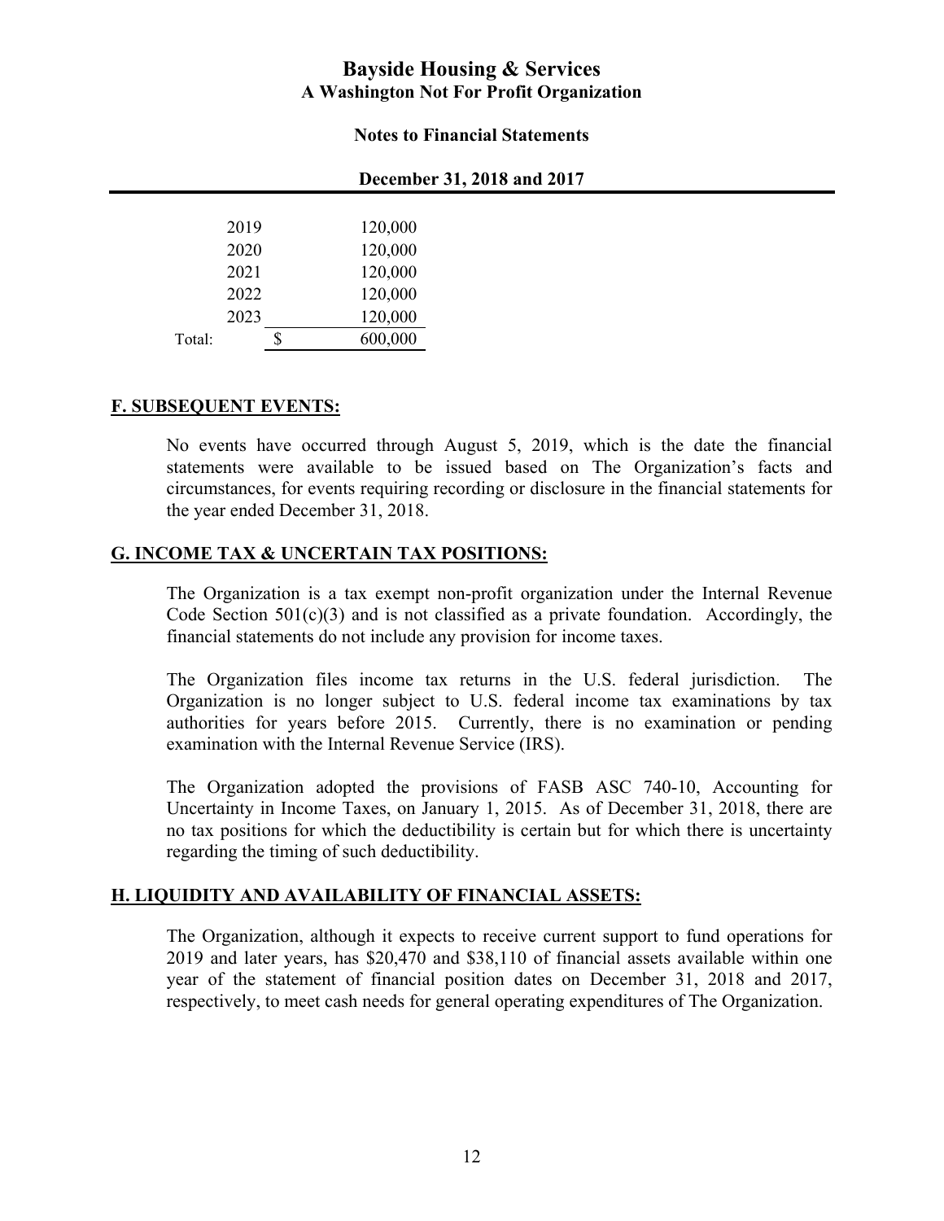| | |
|---|---|
| 2019 | 120,000 |
| 2020 | 120,000 |
| 2021 | 120,000 |
| 2022 | 120,000 |
| 2023 | 120,000 |
| Total: | $ 600,000 |

## F. SUBSEQUENT EVENTS:

No events have occurred through August 5, 2019, which is the date the financial statements were available to be issued based on The Organization's facts and circumstances, for events requiring recording or disclosure in the financial statements for the year ended December 31, 2018.

## G. INCOME TAX & UNCERTAIN TAX POSITIONS:

The Organization is a tax exempt non-profit organization under the Internal Revenue Code Section 501(c)(3) and is not classified as a private foundation. Accordingly, the financial statements do not include any provision for income taxes.

The Organization files income tax returns in the U.S. federal jurisdiction. The Organization is no longer subject to U.S. federal income tax examinations by tax authorities for years before 2015. Currently, there is no examination or pending examination with the Internal Revenue Service (IRS).

The Organization adopted the provisions of FASB ASC 740-10, Accounting for Uncertainty in Income Taxes, on January 1, 2015. As of December 31, 2018, there are no tax positions for which the deductibility is certain but for which there is uncertainty regarding the timing of such deductibility.

## H. LIQUIDITY AND AVAILABILITY OF FINANCIAL ASSETS:

The Organization, although it expects to receive current support to fund operations for 2019 and later years, has $20,470 and $38,110 of financial assets available within one year of the statement of financial position dates on December 31, 2018 and 2017, respectively, to meet cash needs for general operating expenditures of The Organization.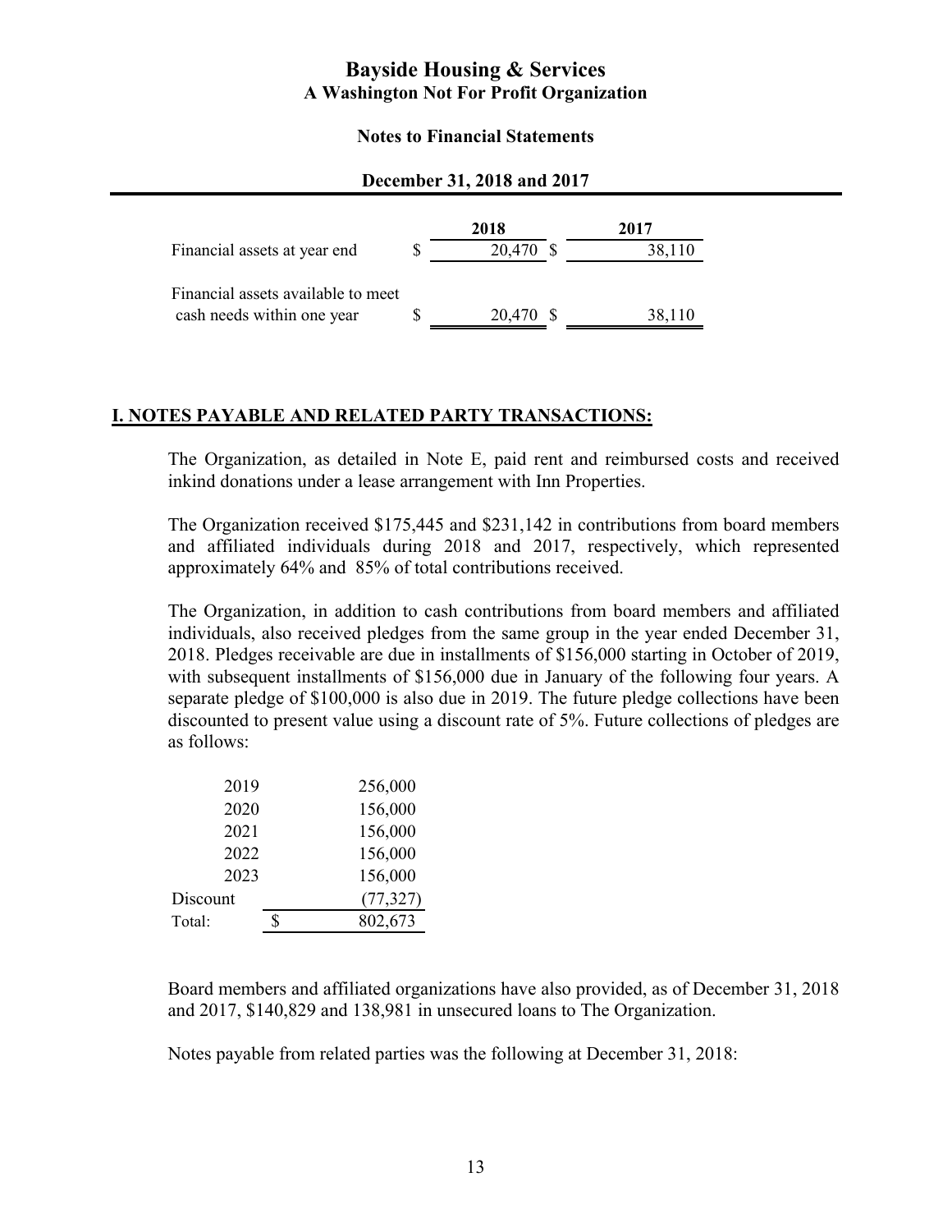| | 2018 | 2017 |
|---|---|---|
| Financial assets at year end | $ 20,470 | $ 38,110 |
| Financial assets available to meet cash needs within one year | $ 20,470 | $ 38,110 |

## I. NOTES PAYABLE AND RELATED PARTY TRANSACTIONS:

The Organization, as detailed in Note E, paid rent and reimbursed costs and received inkind donations under a lease arrangement with Inn Properties.

The Organization received $175,445 and $231,142 in contributions from board members and affiliated individuals during 2018 and 2017, respectively, which represented approximately 64% and 85% of total contributions received.

The Organization, in addition to cash contributions from board members and affiliated individuals, also received pledges from the same group in the year ended December 31, 2018. Pledges receivable are due in installments of $156,000 starting in October of 2019, with subsequent installments of $156,000 due in January of the following four years. A separate pledge of $100,000 is also due in 2019. The future pledge collections have been discounted to present value using a discount rate of 5%. Future collections of pledges are as follows:

| | |
|---|---|
| 2019 | 256,000 |
| 2020 | 156,000 |
| 2021 | 156,000 |
| 2022 | 156,000 |
| 2023 | 156,000 |
| Discount | (77,327) |
| Total: | $ 802,673 |

Board members and affiliated organizations have also provided, as of December 31, 2018 and 2017, $140,829 and 138,981 in unsecured loans to The Organization.

Notes payable from related parties was the following at December 31, 2018: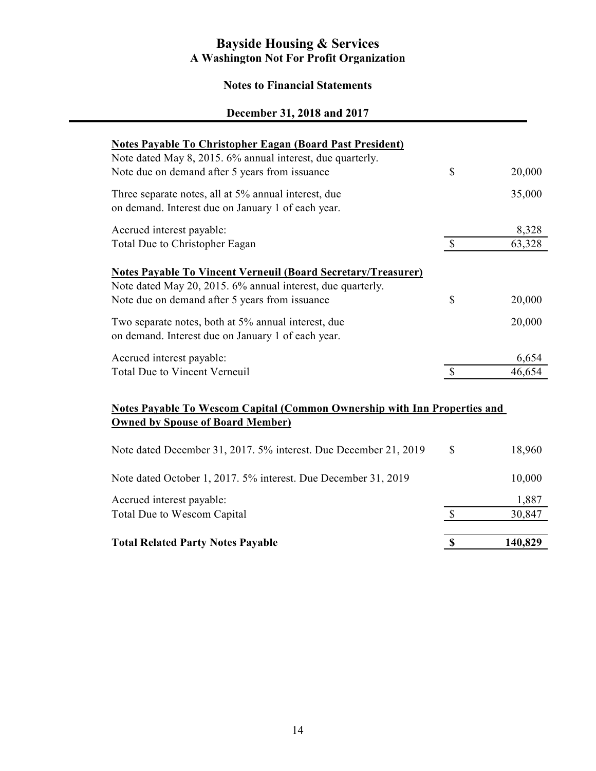# Bayside Housing & Services

## A Washington Not For Profit Organization

### Notes to Financial Statements

### December 31, 2018 and 2017

| | | |
|---|---|---|
| **Notes Payable To Christopher Eagan (Board Past President)** | | |
| Note dated May 8, 2015. 6% annual interest, due quarterly. Note due on demand after 5 years from issuance | $ | 20,000 |
| Three separate notes, all at 5% annual interest, due on demand. Interest due on January 1 of each year. | | 35,000 |
| Accrued interest payable: | | 8,328 |
| Total Due to Christopher Eagan | $ | 63,328 |
| **Notes Payable To Vincent Verneuil (Board Secretary/Treasurer)** | | |
| Note dated May 20, 2015. 6% annual interest, due quarterly. Note due on demand after 5 years from issuance | $ | 20,000 |
| Two separate notes, both at 5% annual interest, due on demand. Interest due on January 1 of each year. | | 20,000 |
| Accrued interest payable: | | 6,654 |
| Total Due to Vincent Verneuil | $ | 46,654 |
| **Notes Payable To Wescom Capital (Common Ownership with Inn Properties and Owned by Spouse of Board Member)** | | |
| Note dated December 31, 2017. 5% interest. Due December 21, 2019 | $ | 18,960 |
| Note dated October 1, 2017. 5% interest. Due December 31, 2019 | | 10,000 |
| Accrued interest payable: | | 1,887 |
| Total Due to Wescom Capital | $ | 30,847 |
| **Total Related Party Notes Payable** | **$** | **140,829** |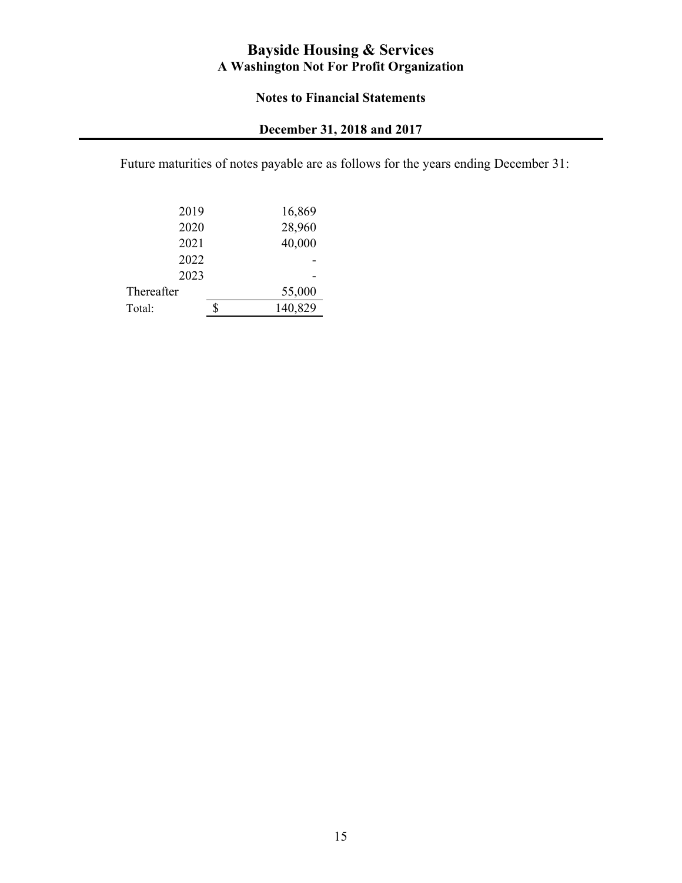# Bayside Housing & Services
## A Washington Not For Profit Organization

### Notes to Financial Statements

### December 31, 2018 and 2017

Future maturities of notes payable are as follows for the years ending December 31:

| | |
|---|---|
| 2019 | 16,869 |
| 2020 | 28,960 |
| 2021 | 40,000 |
| 2022 | - |
| 2023 | - |
| Thereafter | 55,000 |
| Total: | $ 140,829 |